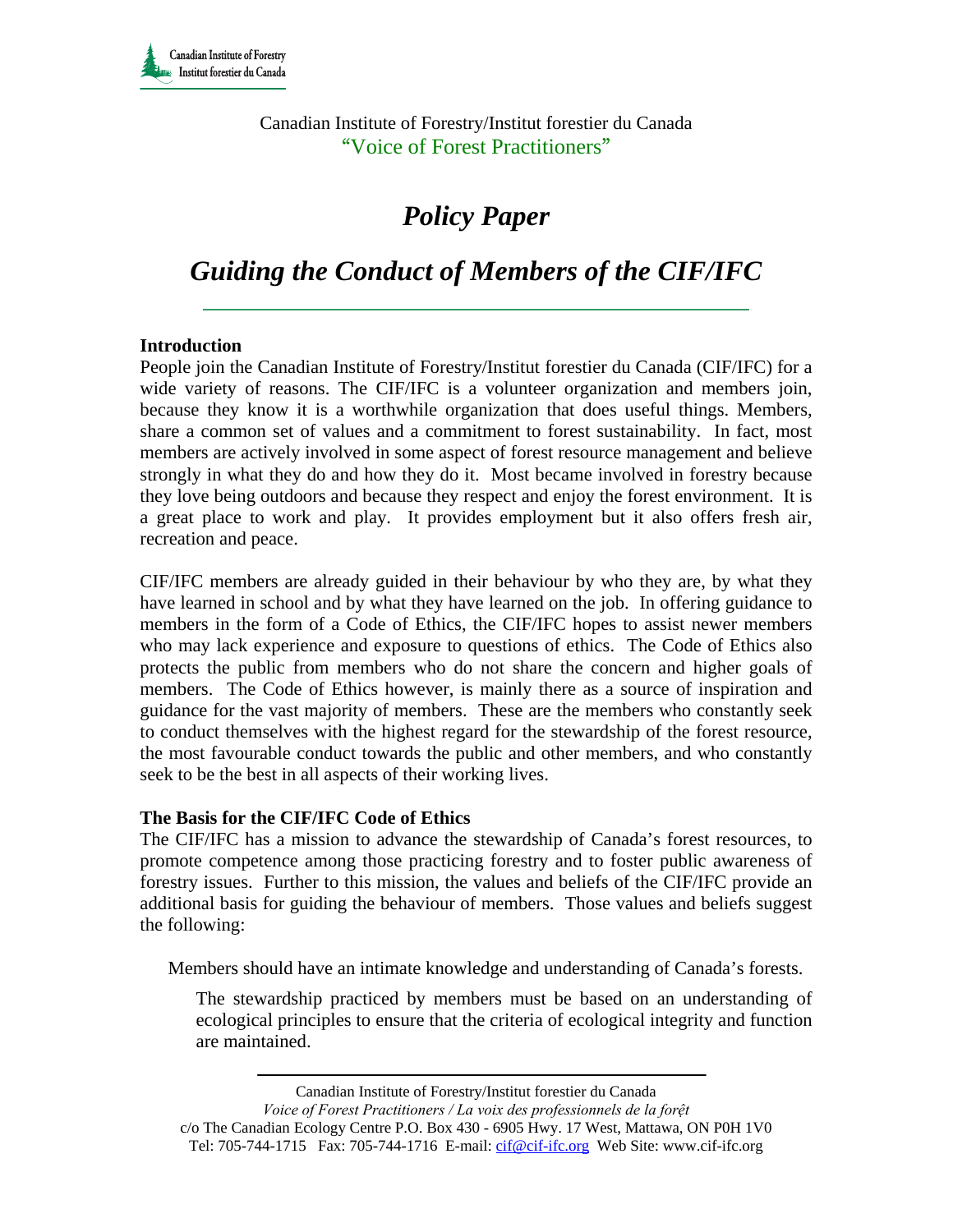Canadian Institute of Forestry/Institut forestier du Canada
"Voice of Forest Practitioners"

# *Policy Paper*

# *Guiding the Conduct of Members of the CIF/IFC*

## Introduction

People join the Canadian Institute of Forestry/Institut forestier du Canada (CIF/IFC) for a wide variety of reasons. The CIF/IFC is a volunteer organization and members join, because they know it is a worthwhile organization that does useful things. Members, share a common set of values and a commitment to forest sustainability. In fact, most members are actively involved in some aspect of forest resource management and believe strongly in what they do and how they do it. Most became involved in forestry because they love being outdoors and because they respect and enjoy the forest environment. It is a great place to work and play. It provides employment but it also offers fresh air, recreation and peace.

CIF/IFC members are already guided in their behaviour by who they are, by what they have learned in school and by what they have learned on the job. In offering guidance to members in the form of a Code of Ethics, the CIF/IFC hopes to assist newer members who may lack experience and exposure to questions of ethics. The Code of Ethics also protects the public from members who do not share the concern and higher goals of members. The Code of Ethics however, is mainly there as a source of inspiration and guidance for the vast majority of members. These are the members who constantly seek to conduct themselves with the highest regard for the stewardship of the forest resource, the most favourable conduct towards the public and other members, and who constantly seek to be the best in all aspects of their working lives.

## The Basis for the CIF/IFC Code of Ethics

The CIF/IFC has a mission to advance the stewardship of Canada's forest resources, to promote competence among those practicing forestry and to foster public awareness of forestry issues. Further to this mission, the values and beliefs of the CIF/IFC provide an additional basis for guiding the behaviour of members. Those values and beliefs suggest the following:

> Members should have an intimate knowledge and understanding of Canada's forests.
>
> > The stewardship practiced by members must be based on an understanding of ecological principles to ensure that the criteria of ecological integrity and function are maintained.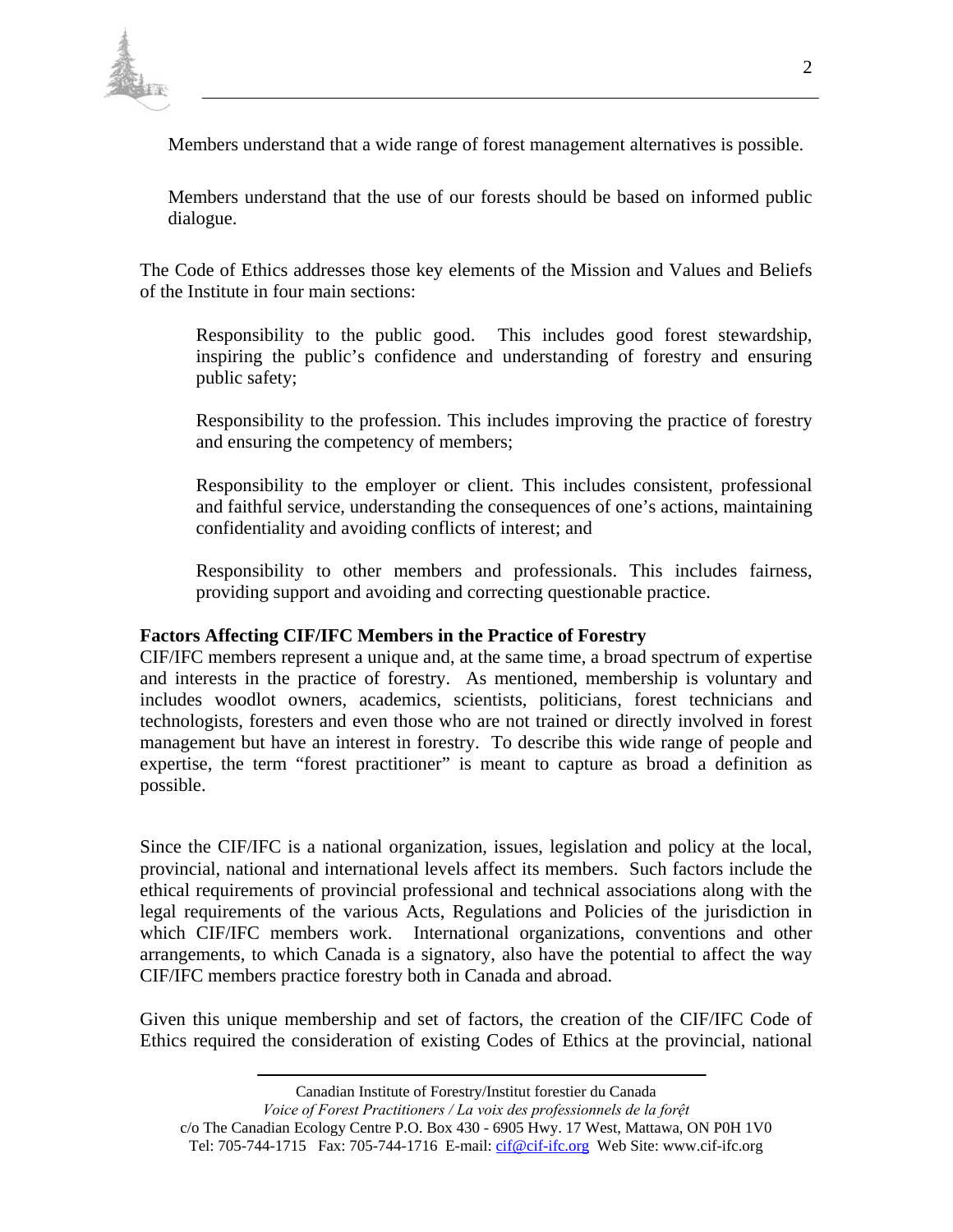Members understand that a wide range of forest management alternatives is possible.

Members understand that the use of our forests should be based on informed public dialogue.

The Code of Ethics addresses those key elements of the Mission and Values and Beliefs of the Institute in four main sections:

Responsibility to the public good. This includes good forest stewardship, inspiring the public's confidence and understanding of forestry and ensuring public safety;

Responsibility to the profession. This includes improving the practice of forestry and ensuring the competency of members;

Responsibility to the employer or client. This includes consistent, professional and faithful service, understanding the consequences of one's actions, maintaining confidentiality and avoiding conflicts of interest; and

Responsibility to other members and professionals. This includes fairness, providing support and avoiding and correcting questionable practice.

**Factors Affecting CIF/IFC Members in the Practice of Forestry**

CIF/IFC members represent a unique and, at the same time, a broad spectrum of expertise and interests in the practice of forestry. As mentioned, membership is voluntary and includes woodlot owners, academics, scientists, politicians, forest technicians and technologists, foresters and even those who are not trained or directly involved in forest management but have an interest in forestry. To describe this wide range of people and expertise, the term "forest practitioner" is meant to capture as broad a definition as possible.

Since the CIF/IFC is a national organization, issues, legislation and policy at the local, provincial, national and international levels affect its members. Such factors include the ethical requirements of provincial professional and technical associations along with the legal requirements of the various Acts, Regulations and Policies of the jurisdiction in which CIF/IFC members work. International organizations, conventions and other arrangements, to which Canada is a signatory, also have the potential to affect the way CIF/IFC members practice forestry both in Canada and abroad.

Given this unique membership and set of factors, the creation of the CIF/IFC Code of Ethics required the consideration of existing Codes of Ethics at the provincial, national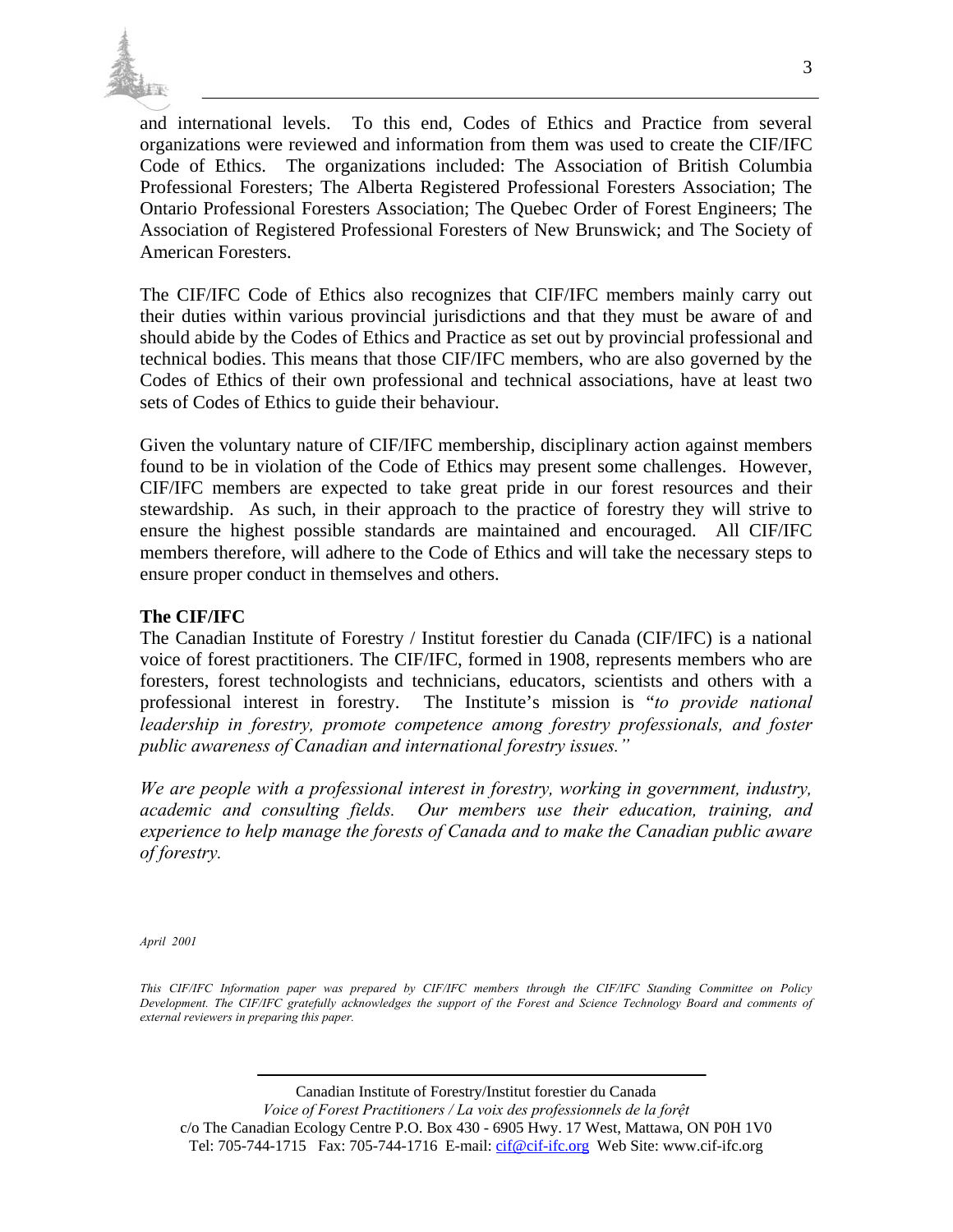and international levels. To this end, Codes of Ethics and Practice from several organizations were reviewed and information from them was used to create the CIF/IFC Code of Ethics. The organizations included: The Association of British Columbia Professional Foresters; The Alberta Registered Professional Foresters Association; The Ontario Professional Foresters Association; The Quebec Order of Forest Engineers; The Association of Registered Professional Foresters of New Brunswick; and The Society of American Foresters.

The CIF/IFC Code of Ethics also recognizes that CIF/IFC members mainly carry out their duties within various provincial jurisdictions and that they must be aware of and should abide by the Codes of Ethics and Practice as set out by provincial professional and technical bodies. This means that those CIF/IFC members, who are also governed by the Codes of Ethics of their own professional and technical associations, have at least two sets of Codes of Ethics to guide their behaviour.

Given the voluntary nature of CIF/IFC membership, disciplinary action against members found to be in violation of the Code of Ethics may present some challenges. However, CIF/IFC members are expected to take great pride in our forest resources and their stewardship. As such, in their approach to the practice of forestry they will strive to ensure the highest possible standards are maintained and encouraged. All CIF/IFC members therefore, will adhere to the Code of Ethics and will take the necessary steps to ensure proper conduct in themselves and others.

**The CIF/IFC**

The Canadian Institute of Forestry / Institut forestier du Canada (CIF/IFC) is a national voice of forest practitioners. The CIF/IFC, formed in 1908, represents members who are foresters, forest technologists and technicians, educators, scientists and others with a professional interest in forestry. The Institute's mission is "*to provide national leadership in forestry, promote competence among forestry professionals, and foster public awareness of Canadian and international forestry issues."*

*We are people with a professional interest in forestry, working in government, industry, academic and consulting fields. Our members use their education, training, and experience to help manage the forests of Canada and to make the Canadian public aware of forestry.*

*April 2001*

*This CIF/IFC Information paper was prepared by CIF/IFC members through the CIF/IFC Standing Committee on Policy Development. The CIF/IFC gratefully acknowledges the support of the Forest and Science Technology Board and comments of external reviewers in preparing this paper.*

Canadian Institute of Forestry/Institut forestier du Canada
*Voice of Forest Practitioners / La voix des professionnels de la forêt*
c/o The Canadian Ecology Centre P.O. Box 430 - 6905 Hwy. 17 West, Mattawa, ON P0H 1V0
Tel: 705-744-1715 Fax: 705-744-1716 E-mail: cif@cif-ifc.org Web Site: www.cif-ifc.org